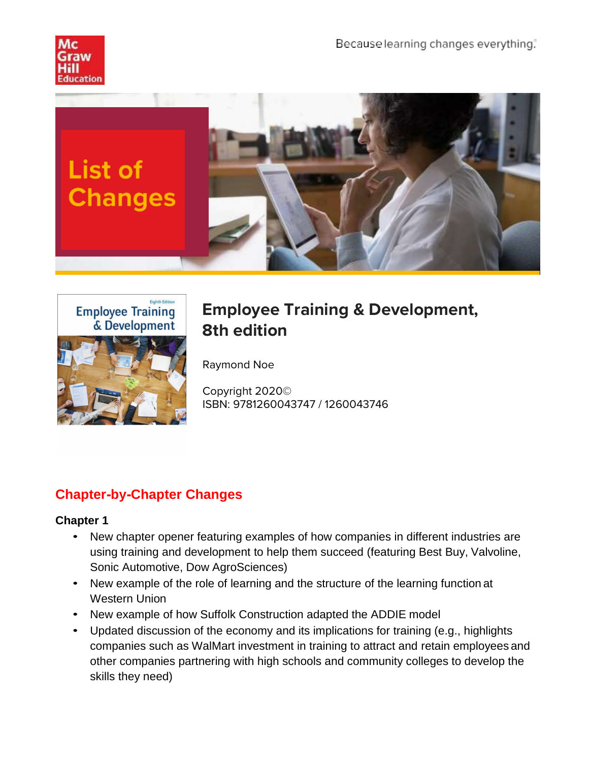Because learning changes everything.

# List of Changes

## Employee Training & Development, 8th edition

Raymond Noe

Copyright 2020©
ISBN: 9781260043747 / 1260043746

## Chapter-by-Chapter Changes

### Chapter 1

- New chapter opener featuring examples of how companies in different industries are using training and development to help them succeed (featuring Best Buy, Valvoline, Sonic Automotive, Dow AgroSciences)
- New example of the role of learning and the structure of the learning function at Western Union
- New example of how Suffolk Construction adapted the ADDIE model
- Updated discussion of the economy and its implications for training (e.g., highlights companies such as WalMart investment in training to attract and retain employees and other companies partnering with high schools and community colleges to develop the skills they need)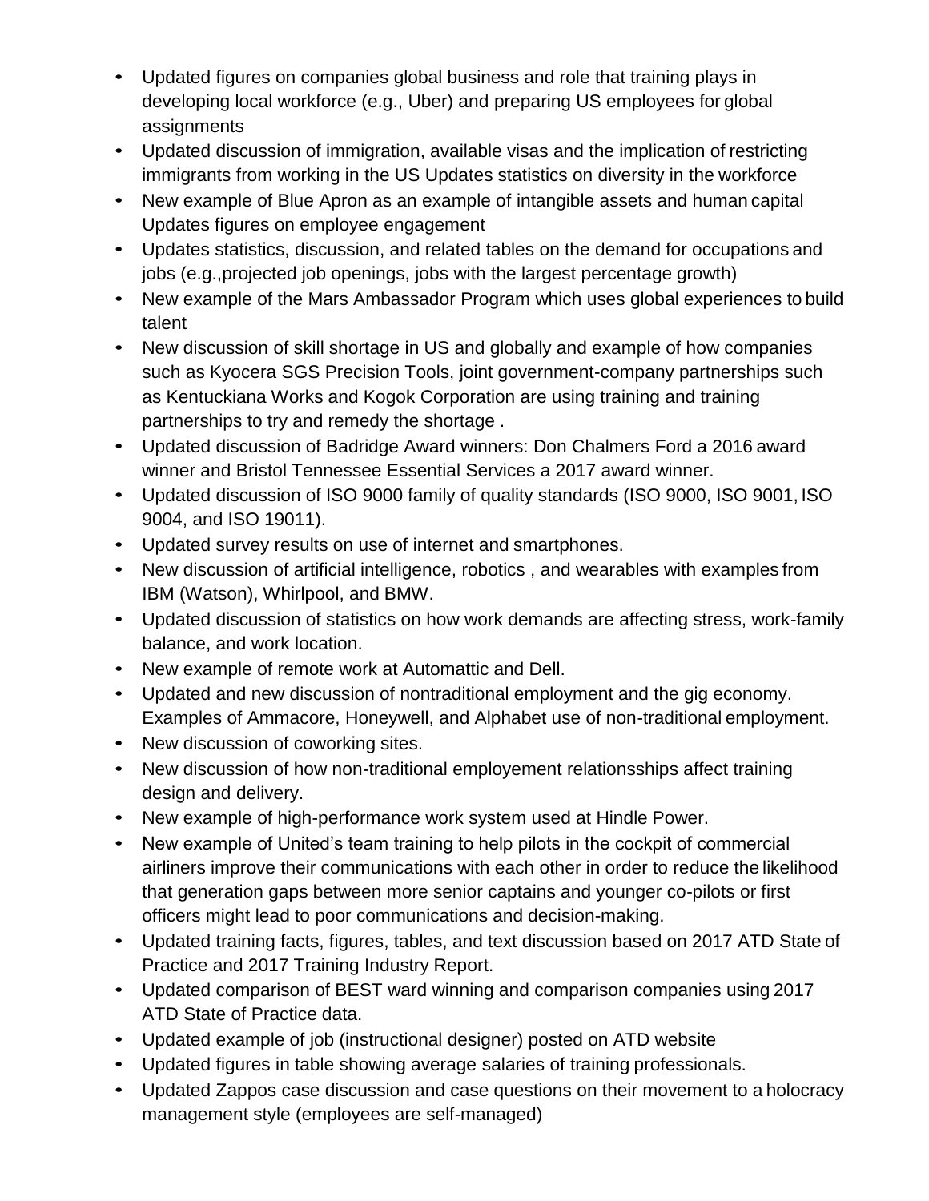- Updated figures on companies global business and role that training plays in developing local workforce (e.g., Uber) and preparing US employees for global assignments
- Updated discussion of immigration, available visas and the implication of restricting immigrants from working in the US Updates statistics on diversity in the workforce
- New example of Blue Apron as an example of intangible assets and human capital Updates figures on employee engagement
- Updates statistics, discussion, and related tables on the demand for occupations and jobs (e.g.,projected job openings, jobs with the largest percentage growth)
- New example of the Mars Ambassador Program which uses global experiences to build talent
- New discussion of skill shortage in US and globally and example of how companies such as Kyocera SGS Precision Tools, joint government-company partnerships such as Kentuckiana Works and Kogok Corporation are using training and training partnerships to try and remedy the shortage .
- Updated discussion of Badridge Award winners: Don Chalmers Ford a 2016 award winner and Bristol Tennessee Essential Services a 2017 award winner.
- Updated discussion of ISO 9000 family of quality standards (ISO 9000, ISO 9001, ISO 9004, and ISO 19011).
- Updated survey results on use of internet and smartphones.
- New discussion of artificial intelligence, robotics , and wearables with examples from IBM (Watson), Whirlpool, and BMW.
- Updated discussion of statistics on how work demands are affecting stress, work-family balance, and work location.
- New example of remote work at Automattic and Dell.
- Updated and new discussion of nontraditional employment and the gig economy. Examples of Ammacore, Honeywell, and Alphabet use of non-traditional employment.
- New discussion of coworking sites.
- New discussion of how non-traditional employement relationsships affect training design and delivery.
- New example of high-performance work system used at Hindle Power.
- New example of United's team training to help pilots in the cockpit of commercial airliners improve their communications with each other in order to reduce the likelihood that generation gaps between more senior captains and younger co-pilots or first officers might lead to poor communications and decision-making.
- Updated training facts, figures, tables, and text discussion based on 2017 ATD State of Practice and 2017 Training Industry Report.
- Updated comparison of BEST ward winning and comparison companies using 2017 ATD State of Practice data.
- Updated example of job (instructional designer) posted on ATD website
- Updated figures in table showing average salaries of training professionals.
- Updated Zappos case discussion and case questions on their movement to a holocracy management style (employees are self-managed)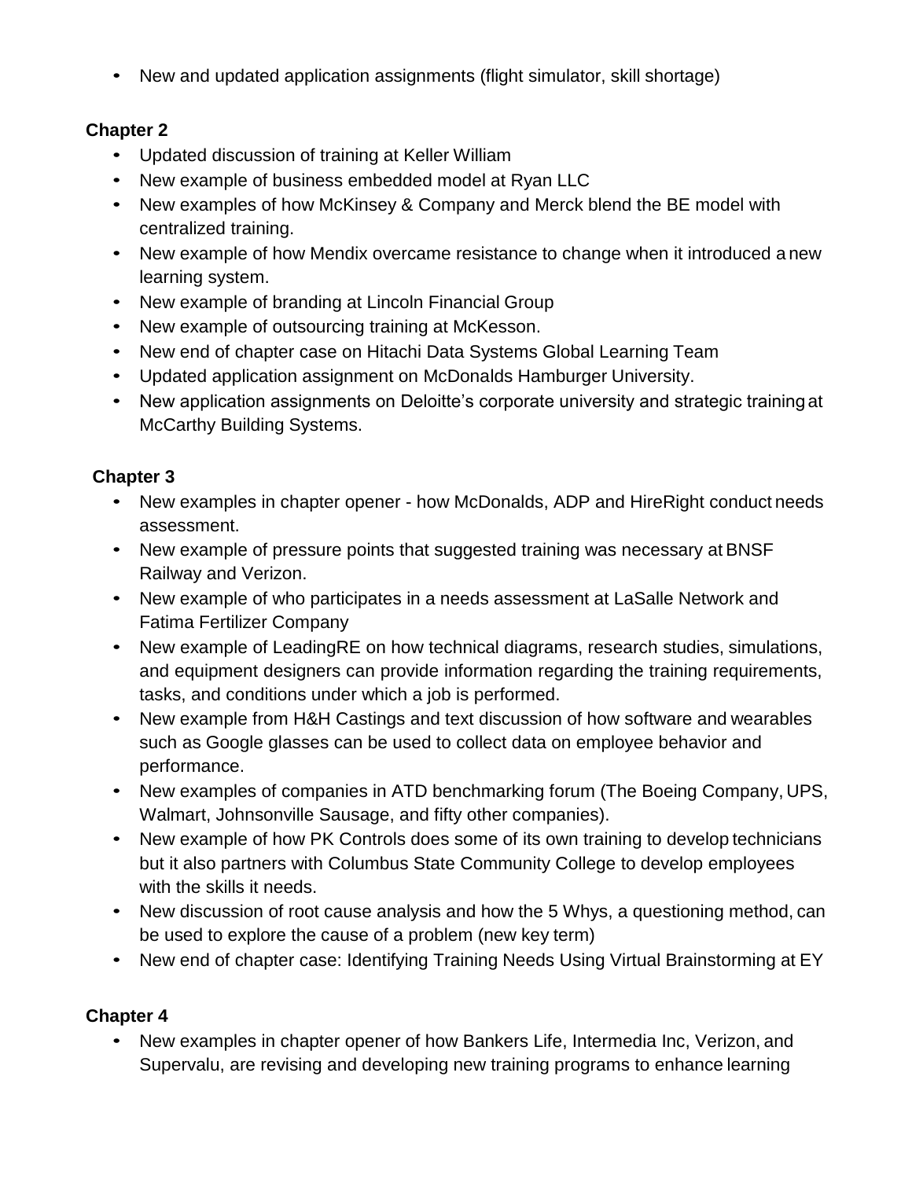- New and updated application assignments (flight simulator, skill shortage)

### Chapter 2

- Updated discussion of training at Keller William
- New example of business embedded model at Ryan LLC
- New examples of how McKinsey & Company and Merck blend the BE model with centralized training.
- New example of how Mendix overcame resistance to change when it introduced a new learning system.
- New example of branding at Lincoln Financial Group
- New example of outsourcing training at McKesson.
- New end of chapter case on Hitachi Data Systems Global Learning Team
- Updated application assignment on McDonalds Hamburger University.
- New application assignments on Deloitte's corporate university and strategic training at McCarthy Building Systems.

### Chapter 3

- New examples in chapter opener - how McDonalds, ADP and HireRight conduct needs assessment.
- New example of pressure points that suggested training was necessary at BNSF Railway and Verizon.
- New example of who participates in a needs assessment at LaSalle Network and Fatima Fertilizer Company
- New example of LeadingRE on how technical diagrams, research studies, simulations, and equipment designers can provide information regarding the training requirements, tasks, and conditions under which a job is performed.
- New example from H&H Castings and text discussion of how software and wearables such as Google glasses can be used to collect data on employee behavior and performance.
- New examples of companies in ATD benchmarking forum (The Boeing Company, UPS, Walmart, Johnsonville Sausage, and fifty other companies).
- New example of how PK Controls does some of its own training to develop technicians but it also partners with Columbus State Community College to develop employees with the skills it needs.
- New discussion of root cause analysis and how the 5 Whys, a questioning method, can be used to explore the cause of a problem (new key term)
- New end of chapter case: Identifying Training Needs Using Virtual Brainstorming at EY

### Chapter 4

- New examples in chapter opener of how Bankers Life, Intermedia Inc, Verizon, and Supervalu, are revising and developing new training programs to enhance learning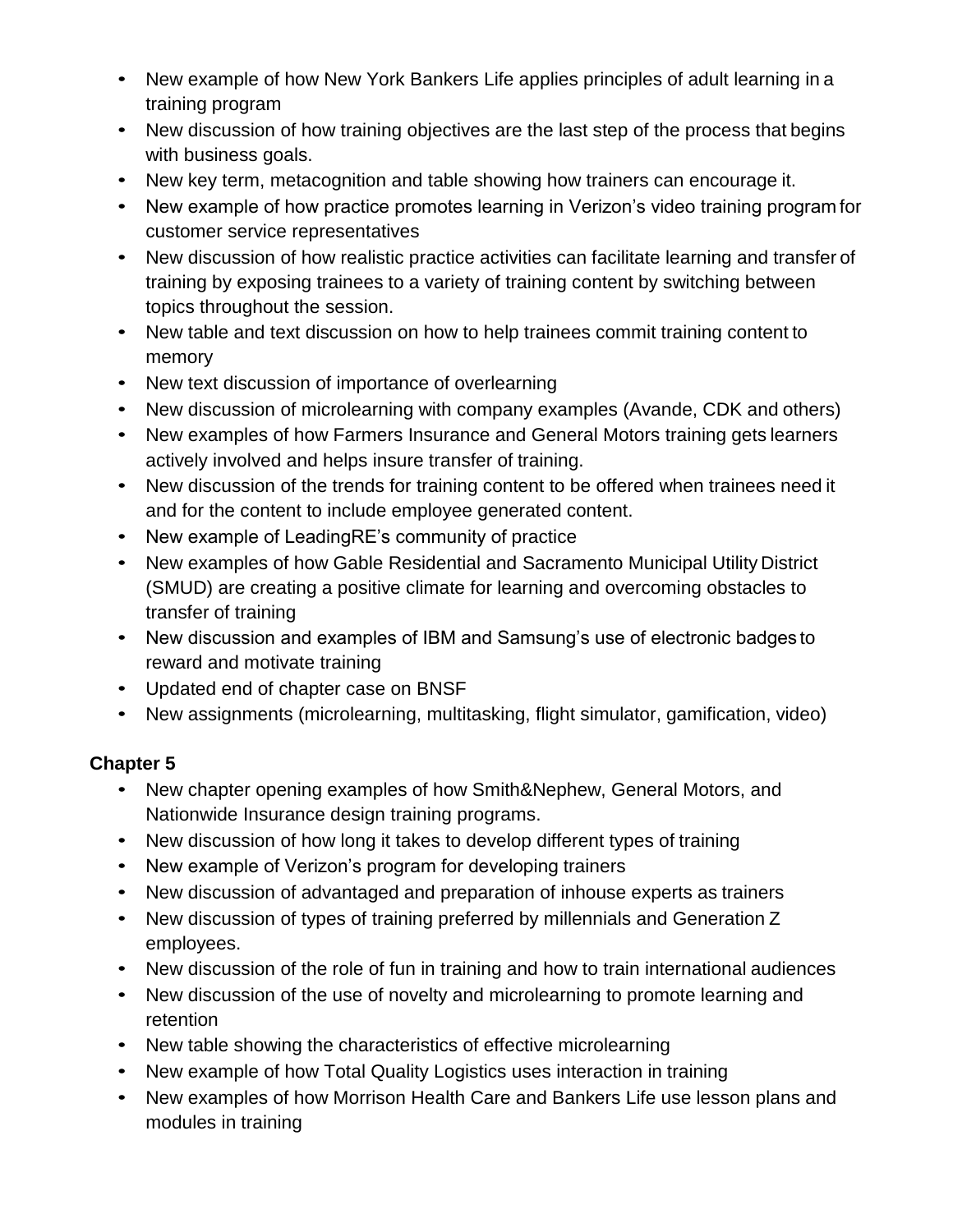- New example of how New York Bankers Life applies principles of adult learning in a training program
- New discussion of how training objectives are the last step of the process that begins with business goals.
- New key term, metacognition and table showing how trainers can encourage it.
- New example of how practice promotes learning in Verizon's video training program for customer service representatives
- New discussion of how realistic practice activities can facilitate learning and transfer of training by exposing trainees to a variety of training content by switching between topics throughout the session.
- New table and text discussion on how to help trainees commit training content to memory
- New text discussion of importance of overlearning
- New discussion of microlearning with company examples (Avande, CDK and others)
- New examples of how Farmers Insurance and General Motors training gets learners actively involved and helps insure transfer of training.
- New discussion of the trends for training content to be offered when trainees need it and for the content to include employee generated content.
- New example of LeadingRE's community of practice
- New examples of how Gable Residential and Sacramento Municipal Utility District (SMUD) are creating a positive climate for learning and overcoming obstacles to transfer of training
- New discussion and examples of IBM and Samsung's use of electronic badges to reward and motivate training
- Updated end of chapter case on BNSF
- New assignments (microlearning, multitasking, flight simulator, gamification, video)

**Chapter 5**

- New chapter opening examples of how Smith&Nephew, General Motors, and Nationwide Insurance design training programs.
- New discussion of how long it takes to develop different types of training
- New example of Verizon's program for developing trainers
- New discussion of advantaged and preparation of inhouse experts as trainers
- New discussion of types of training preferred by millennials and Generation Z employees.
- New discussion of the role of fun in training and how to train international audiences
- New discussion of the use of novelty and microlearning to promote learning and retention
- New table showing the characteristics of effective microlearning
- New example of how Total Quality Logistics uses interaction in training
- New examples of how Morrison Health Care and Bankers Life use lesson plans and modules in training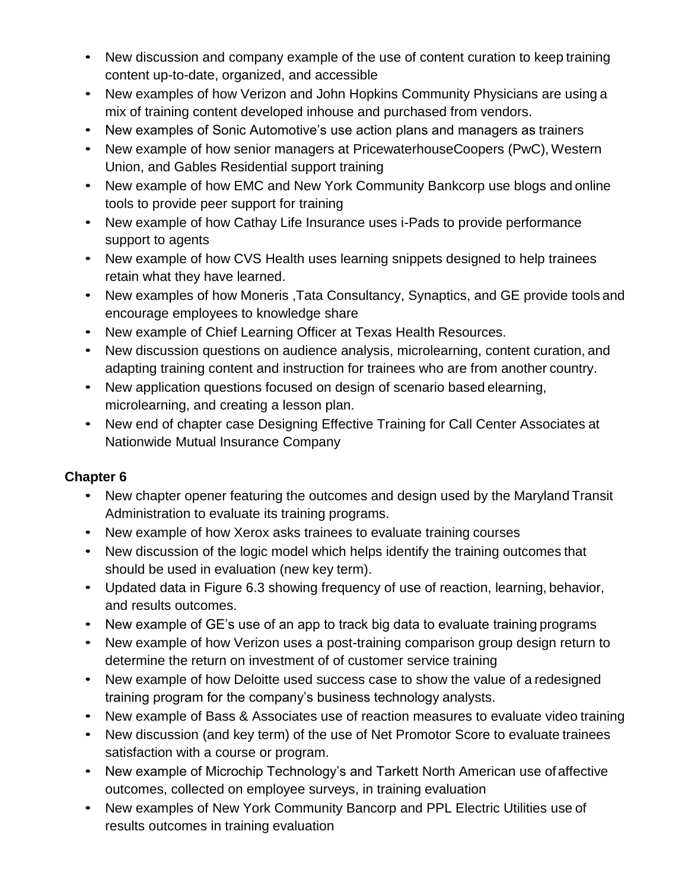- New discussion and company example of the use of content curation to keep training content up-to-date, organized, and accessible
- New examples of how Verizon and John Hopkins Community Physicians are using a mix of training content developed inhouse and purchased from vendors.
- New examples of Sonic Automotive's use action plans and managers as trainers
- New example of how senior managers at PricewaterhouseCoopers (PwC), Western Union, and Gables Residential support training
- New example of how EMC and New York Community Bankcorp use blogs and online tools to provide peer support for training
- New example of how Cathay Life Insurance uses i-Pads to provide performance support to agents
- New example of how CVS Health uses learning snippets designed to help trainees retain what they have learned.
- New examples of how Moneris ,Tata Consultancy, Synaptics, and GE provide tools and encourage employees to knowledge share
- New example of Chief Learning Officer at Texas Health Resources.
- New discussion questions on audience analysis, microlearning, content curation, and adapting training content and instruction for trainees who are from another country.
- New application questions focused on design of scenario based elearning, microlearning, and creating a lesson plan.
- New end of chapter case Designing Effective Training for Call Center Associates at Nationwide Mutual Insurance Company

**Chapter 6**

- New chapter opener featuring the outcomes and design used by the Maryland Transit Administration to evaluate its training programs.
- New example of how Xerox asks trainees to evaluate training courses
- New discussion of the logic model which helps identify the training outcomes that should be used in evaluation (new key term).
- Updated data in Figure 6.3 showing frequency of use of reaction, learning, behavior, and results outcomes.
- New example of GE's use of an app to track big data to evaluate training programs
- New example of how Verizon uses a post-training comparison group design return to determine the return on investment of of customer service training
- New example of how Deloitte used success case to show the value of a redesigned training program for the company's business technology analysts.
- New example of Bass & Associates use of reaction measures to evaluate video training
- New discussion (and key term) of the use of Net Promotor Score to evaluate trainees satisfaction with a course or program.
- New example of Microchip Technology's and Tarkett North American use of affective outcomes, collected on employee surveys, in training evaluation
- New examples of New York Community Bancorp and PPL Electric Utilities use of results outcomes in training evaluation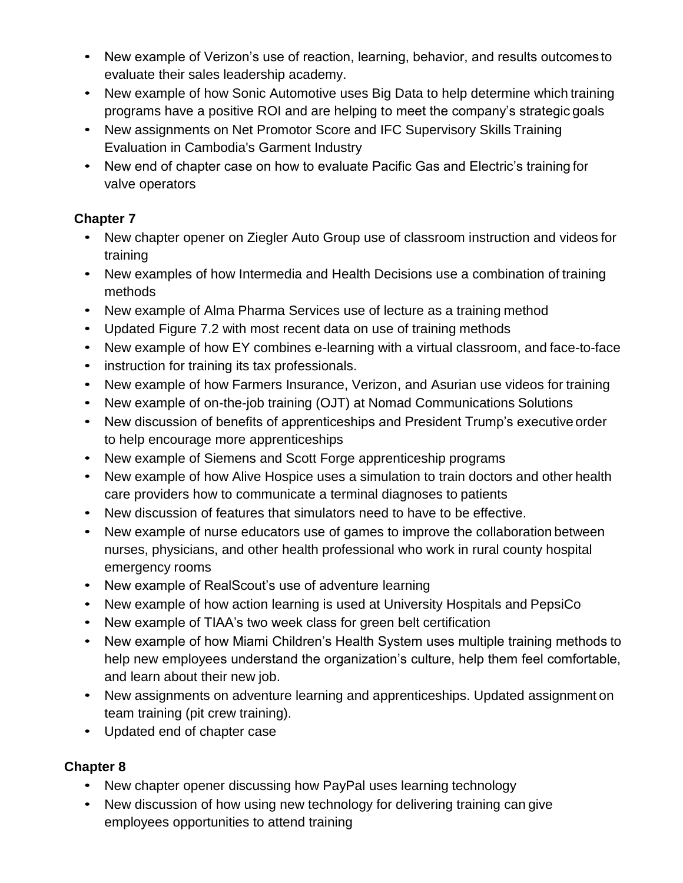- New example of Verizon's use of reaction, learning, behavior, and results outcomes to evaluate their sales leadership academy.
- New example of how Sonic Automotive uses Big Data to help determine which training programs have a positive ROI and are helping to meet the company's strategic goals
- New assignments on Net Promotor Score and IFC Supervisory Skills Training Evaluation in Cambodia's Garment Industry
- New end of chapter case on how to evaluate Pacific Gas and Electric's training for valve operators

### Chapter 7

- New chapter opener on Ziegler Auto Group use of classroom instruction and videos for training
- New examples of how Intermedia and Health Decisions use a combination of training methods
- New example of Alma Pharma Services use of lecture as a training method
- Updated Figure 7.2 with most recent data on use of training methods
- New example of how EY combines e-learning with a virtual classroom, and face-to-face
- instruction for training its tax professionals.
- New example of how Farmers Insurance, Verizon, and Asurian use videos for training
- New example of on-the-job training (OJT) at Nomad Communications Solutions
- New discussion of benefits of apprenticeships and President Trump's executive order to help encourage more apprenticeships
- New example of Siemens and Scott Forge apprenticeship programs
- New example of how Alive Hospice uses a simulation to train doctors and other health care providers how to communicate a terminal diagnoses to patients
- New discussion of features that simulators need to have to be effective.
- New example of nurse educators use of games to improve the collaboration between nurses, physicians, and other health professional who work in rural county hospital emergency rooms
- New example of RealScout's use of adventure learning
- New example of how action learning is used at University Hospitals and PepsiCo
- New example of TIAA's two week class for green belt certification
- New example of how Miami Children's Health System uses multiple training methods to help new employees understand the organization's culture, help them feel comfortable, and learn about their new job.
- New assignments on adventure learning and apprenticeships. Updated assignment on team training (pit crew training).
- Updated end of chapter case

### Chapter 8

- New chapter opener discussing how PayPal uses learning technology
- New discussion of how using new technology for delivering training can give employees opportunities to attend training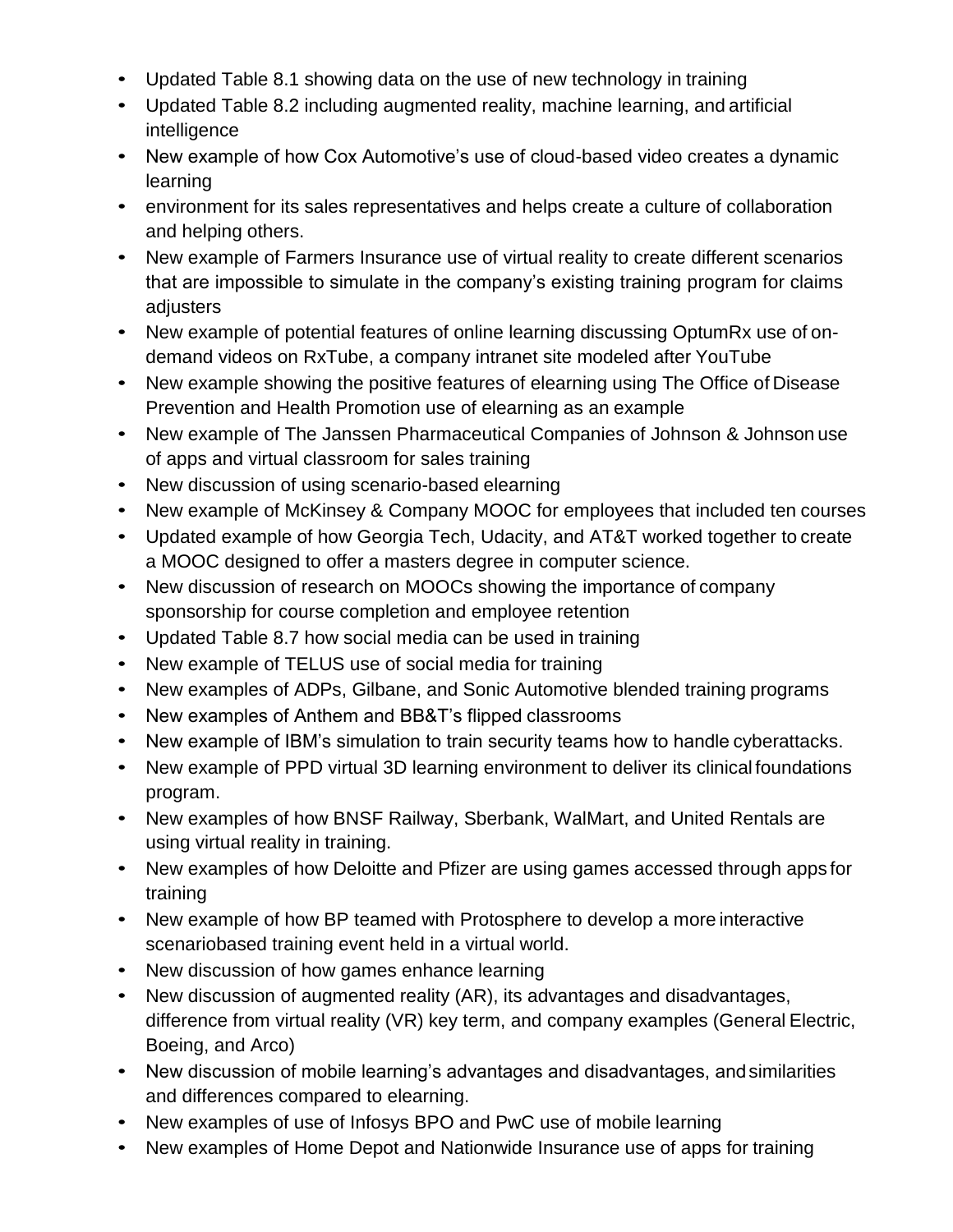- Updated Table 8.1 showing data on the use of new technology in training
- Updated Table 8.2 including augmented reality, machine learning, and artificial intelligence
- New example of how Cox Automotive's use of cloud-based video creates a dynamic learning
- environment for its sales representatives and helps create a culture of collaboration and helping others.
- New example of Farmers Insurance use of virtual reality to create different scenarios that are impossible to simulate in the company's existing training program for claims adjusters
- New example of potential features of online learning discussing OptumRx use of on-demand videos on RxTube, a company intranet site modeled after YouTube
- New example showing the positive features of elearning using The Office of Disease Prevention and Health Promotion use of elearning as an example
- New example of The Janssen Pharmaceutical Companies of Johnson & Johnson use of apps and virtual classroom for sales training
- New discussion of using scenario-based elearning
- New example of McKinsey & Company MOOC for employees that included ten courses
- Updated example of how Georgia Tech, Udacity, and AT&T worked together to create a MOOC designed to offer a masters degree in computer science.
- New discussion of research on MOOCs showing the importance of company sponsorship for course completion and employee retention
- Updated Table 8.7 how social media can be used in training
- New example of TELUS use of social media for training
- New examples of ADPs, Gilbane, and Sonic Automotive blended training programs
- New examples of Anthem and BB&T's flipped classrooms
- New example of IBM's simulation to train security teams how to handle cyberattacks.
- New example of PPD virtual 3D learning environment to deliver its clinical foundations program.
- New examples of how BNSF Railway, Sberbank, WalMart, and United Rentals are using virtual reality in training.
- New examples of how Deloitte and Pfizer are using games accessed through apps for training
- New example of how BP teamed with Protosphere to develop a more interactive scenariobased training event held in a virtual world.
- New discussion of how games enhance learning
- New discussion of augmented reality (AR), its advantages and disadvantages, difference from virtual reality (VR) key term, and company examples (General Electric, Boeing, and Arco)
- New discussion of mobile learning's advantages and disadvantages, and similarities and differences compared to elearning.
- New examples of use of Infosys BPO and PwC use of mobile learning
- New examples of Home Depot and Nationwide Insurance use of apps for training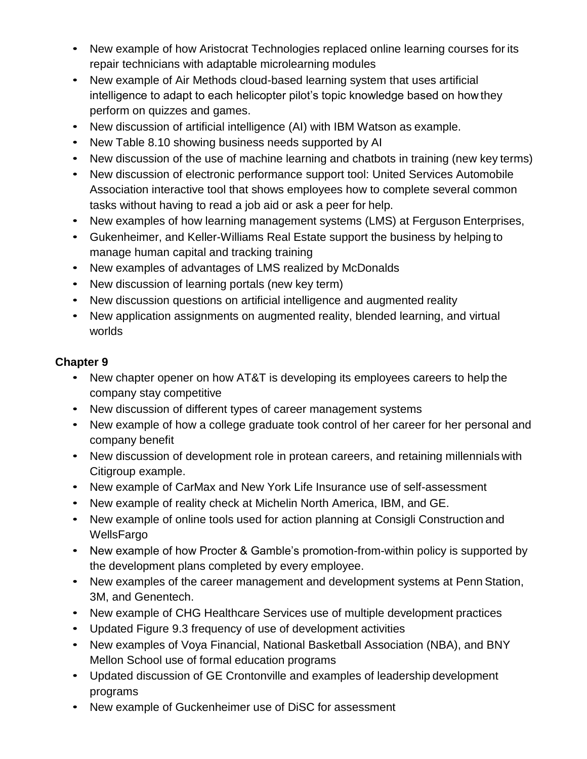- New example of how Aristocrat Technologies replaced online learning courses for its repair technicians with adaptable microlearning modules
- New example of Air Methods cloud-based learning system that uses artificial intelligence to adapt to each helicopter pilot's topic knowledge based on how they perform on quizzes and games.
- New discussion of artificial intelligence (AI) with IBM Watson as example.
- New Table 8.10 showing business needs supported by AI
- New discussion of the use of machine learning and chatbots in training (new key terms)
- New discussion of electronic performance support tool: United Services Automobile Association interactive tool that shows employees how to complete several common tasks without having to read a job aid or ask a peer for help.
- New examples of how learning management systems (LMS) at Ferguson Enterprises,
- Gukenheimer, and Keller-Williams Real Estate support the business by helping to manage human capital and tracking training
- New examples of advantages of LMS realized by McDonalds
- New discussion of learning portals (new key term)
- New discussion questions on artificial intelligence and augmented reality
- New application assignments on augmented reality, blended learning, and virtual worlds

**Chapter 9**

- New chapter opener on how AT&T is developing its employees careers to help the company stay competitive
- New discussion of different types of career management systems
- New example of how a college graduate took control of her career for her personal and company benefit
- New discussion of development role in protean careers, and retaining millennials with Citigroup example.
- New example of CarMax and New York Life Insurance use of self-assessment
- New example of reality check at Michelin North America, IBM, and GE.
- New example of online tools used for action planning at Consigli Construction and WellsFargo
- New example of how Procter & Gamble's promotion-from-within policy is supported by the development plans completed by every employee.
- New examples of the career management and development systems at Penn Station, 3M, and Genentech.
- New example of CHG Healthcare Services use of multiple development practices
- Updated Figure 9.3 frequency of use of development activities
- New examples of Voya Financial, National Basketball Association (NBA), and BNY Mellon School use of formal education programs
- Updated discussion of GE Crontonville and examples of leadership development programs
- New example of Guckenheimer use of DiSC for assessment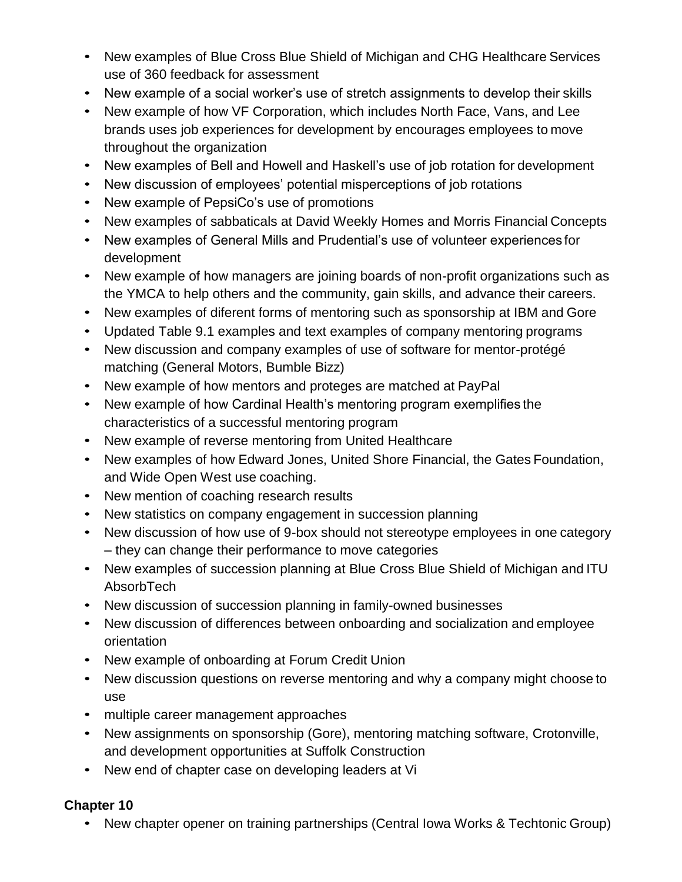- New examples of Blue Cross Blue Shield of Michigan and CHG Healthcare Services use of 360 feedback for assessment
- New example of a social worker's use of stretch assignments to develop their skills
- New example of how VF Corporation, which includes North Face, Vans, and Lee brands uses job experiences for development by encourages employees to move throughout the organization
- New examples of Bell and Howell and Haskell's use of job rotation for development
- New discussion of employees' potential misperceptions of job rotations
- New example of PepsiCo's use of promotions
- New examples of sabbaticals at David Weekly Homes and Morris Financial Concepts
- New examples of General Mills and Prudential's use of volunteer experiences for development
- New example of how managers are joining boards of non-profit organizations such as the YMCA to help others and the community, gain skills, and advance their careers.
- New examples of diferent forms of mentoring such as sponsorship at IBM and Gore
- Updated Table 9.1 examples and text examples of company mentoring programs
- New discussion and company examples of use of software for mentor-protégé matching (General Motors, Bumble Bizz)
- New example of how mentors and proteges are matched at PayPal
- New example of how Cardinal Health's mentoring program exemplifies the characteristics of a successful mentoring program
- New example of reverse mentoring from United Healthcare
- New examples of how Edward Jones, United Shore Financial, the Gates Foundation, and Wide Open West use coaching.
- New mention of coaching research results
- New statistics on company engagement in succession planning
- New discussion of how use of 9-box should not stereotype employees in one category – they can change their performance to move categories
- New examples of succession planning at Blue Cross Blue Shield of Michigan and ITU AbsorbTech
- New discussion of succession planning in family-owned businesses
- New discussion of differences between onboarding and socialization and employee orientation
- New example of onboarding at Forum Credit Union
- New discussion questions on reverse mentoring and why a company might choose to use
- multiple career management approaches
- New assignments on sponsorship (Gore), mentoring matching software, Crotonville, and development opportunities at Suffolk Construction
- New end of chapter case on developing leaders at Vi

**Chapter 10**

- New chapter opener on training partnerships (Central Iowa Works & Techtonic Group)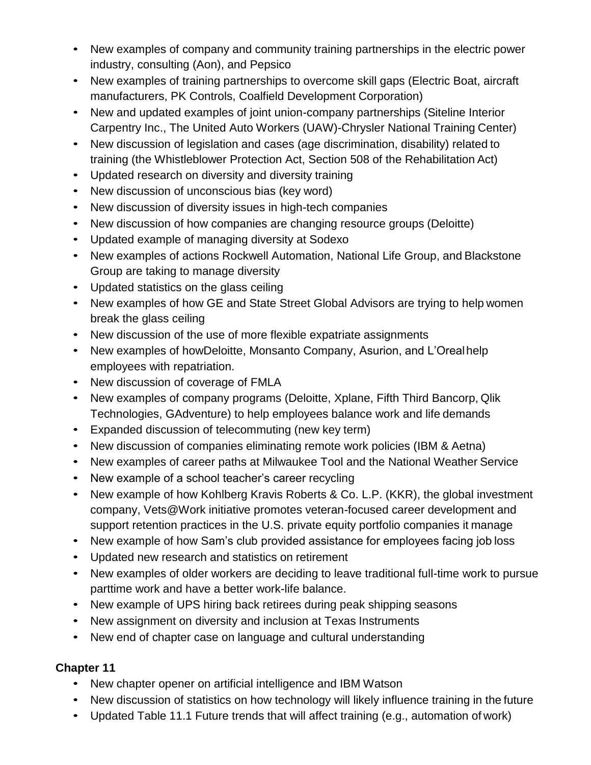- New examples of company and community training partnerships in the electric power industry, consulting (Aon), and Pepsico
- New examples of training partnerships to overcome skill gaps (Electric Boat, aircraft manufacturers, PK Controls, Coalfield Development Corporation)
- New and updated examples of joint union-company partnerships (Siteline Interior Carpentry Inc., The United Auto Workers (UAW)-Chrysler National Training Center)
- New discussion of legislation and cases (age discrimination, disability) related to training (the Whistleblower Protection Act, Section 508 of the Rehabilitation Act)
- Updated research on diversity and diversity training
- New discussion of unconscious bias (key word)
- New discussion of diversity issues in high-tech companies
- New discussion of how companies are changing resource groups (Deloitte)
- Updated example of managing diversity at Sodexo
- New examples of actions Rockwell Automation, National Life Group, and Blackstone Group are taking to manage diversity
- Updated statistics on the glass ceiling
- New examples of how GE and State Street Global Advisors are trying to help women break the glass ceiling
- New discussion of the use of more flexible expatriate assignments
- New examples of howDeloitte, Monsanto Company, Asurion, and L'Oreal help employees with repatriation.
- New discussion of coverage of FMLA
- New examples of company programs (Deloitte, Xplane, Fifth Third Bancorp, Qlik Technologies, GAdventure) to help employees balance work and life demands
- Expanded discussion of telecommuting (new key term)
- New discussion of companies eliminating remote work policies (IBM & Aetna)
- New examples of career paths at Milwaukee Tool and the National Weather Service
- New example of a school teacher's career recycling
- New example of how Kohlberg Kravis Roberts & Co. L.P. (KKR), the global investment company, Vets@Work initiative promotes veteran-focused career development and support retention practices in the U.S. private equity portfolio companies it manage
- New example of how Sam's club provided assistance for employees facing job loss
- Updated new research and statistics on retirement
- New examples of older workers are deciding to leave traditional full-time work to pursue parttime work and have a better work-life balance.
- New example of UPS hiring back retirees during peak shipping seasons
- New assignment on diversity and inclusion at Texas Instruments
- New end of chapter case on language and cultural understanding

**Chapter 11**

- New chapter opener on artificial intelligence and IBM Watson
- New discussion of statistics on how technology will likely influence training in the future
- Updated Table 11.1 Future trends that will affect training (e.g., automation of work)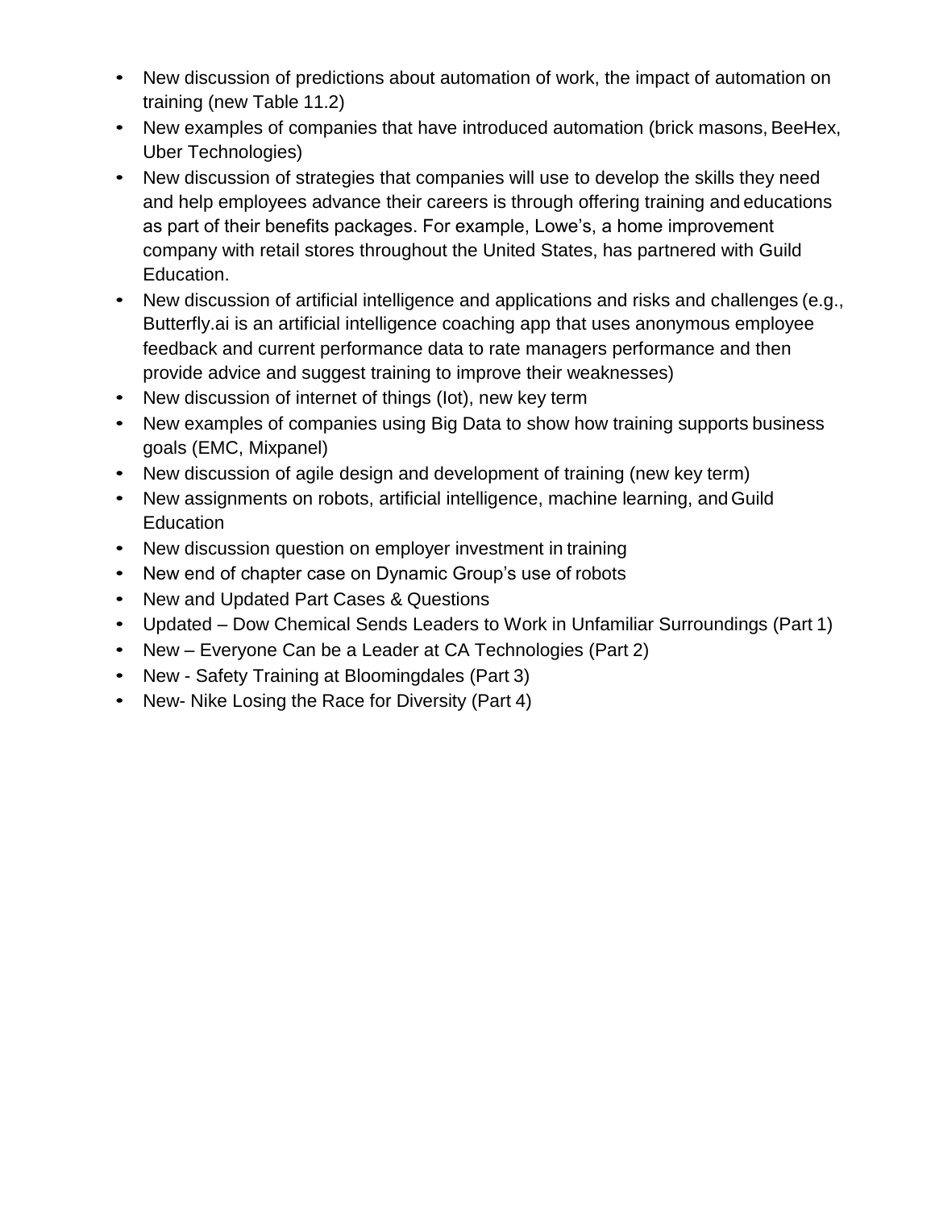- New discussion of predictions about automation of work, the impact of automation on training (new Table 11.2)
- New examples of companies that have introduced automation (brick masons, BeeHex, Uber Technologies)
- New discussion of strategies that companies will use to develop the skills they need and help employees advance their careers is through offering training and educations as part of their benefits packages. For example, Lowe's, a home improvement company with retail stores throughout the United States, has partnered with Guild Education.
- New discussion of artificial intelligence and applications and risks and challenges (e.g., Butterfly.ai is an artificial intelligence coaching app that uses anonymous employee feedback and current performance data to rate managers performance and then provide advice and suggest training to improve their weaknesses)
- New discussion of internet of things (Iot), new key term
- New examples of companies using Big Data to show how training supports business goals (EMC, Mixpanel)
- New discussion of agile design and development of training (new key term)
- New assignments on robots, artificial intelligence, machine learning, and Guild Education
- New discussion question on employer investment in training
- New end of chapter case on Dynamic Group's use of robots
- New and Updated Part Cases & Questions
- Updated – Dow Chemical Sends Leaders to Work in Unfamiliar Surroundings (Part 1)
- New – Everyone Can be a Leader at CA Technologies (Part 2)
- New - Safety Training at Bloomingdales (Part 3)
- New- Nike Losing the Race for Diversity (Part 4)